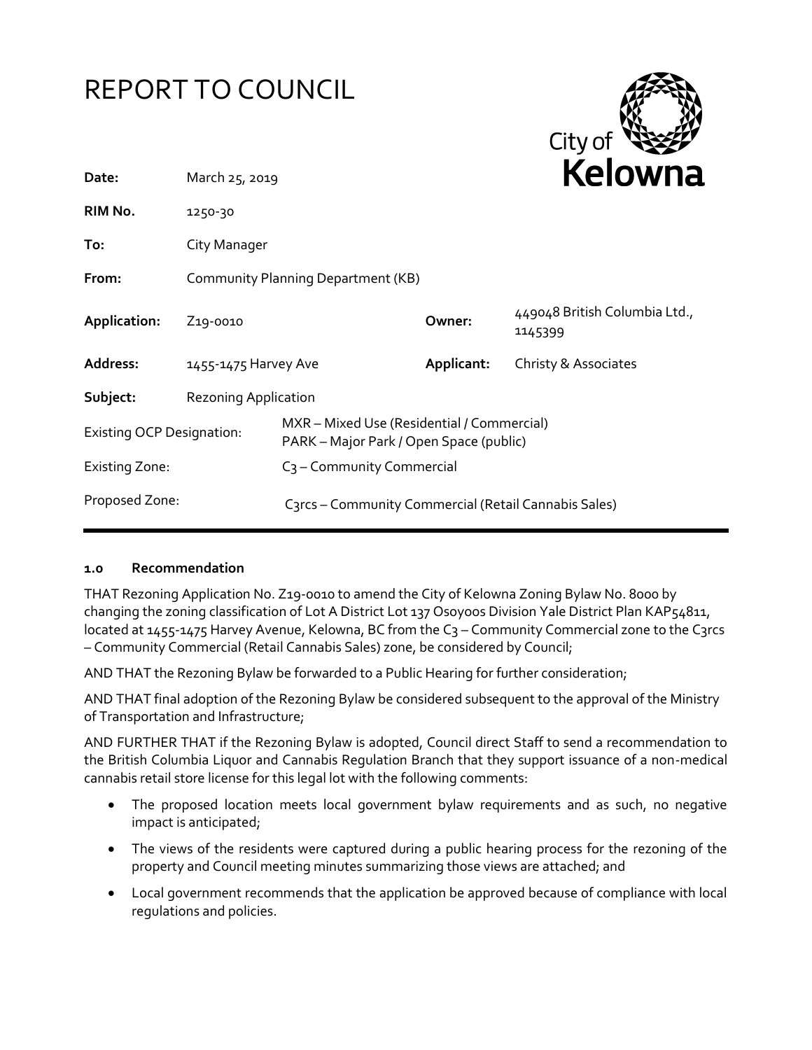# REPORT TO COUNCIL

City of Kelowna

| | | | |
|---|---|---|---|
| **Date:** | March 25, 2019 | | |
| **RIM No.** | 1250-30 | | |
| **To:** | City Manager | | |
| **From:** | Community Planning Department (KB) | | |
| **Application:** | Z19-0010 | **Owner:** | 449048 British Columbia Ltd., 1145399 |
| **Address:** | 1455-1475 Harvey Ave | **Applicant:** | Christy & Associates |
| **Subject:** | Rezoning Application | | |
| Existing OCP Designation: | MXR – Mixed Use (Residential / Commercial)<br>PARK – Major Park / Open Space (public) | | |
| Existing Zone: | C3 – Community Commercial | | |
| Proposed Zone: | C3rcs – Community Commercial (Retail Cannabis Sales) | | |

## 1.0 Recommendation

THAT Rezoning Application No. Z19-0010 to amend the City of Kelowna Zoning Bylaw No. 8000 by changing the zoning classification of Lot A District Lot 137 Osoyoos Division Yale District Plan KAP54811, located at 1455-1475 Harvey Avenue, Kelowna, BC from the C3 – Community Commercial zone to the C3rcs – Community Commercial (Retail Cannabis Sales) zone, be considered by Council;

AND THAT the Rezoning Bylaw be forwarded to a Public Hearing for further consideration;

AND THAT final adoption of the Rezoning Bylaw be considered subsequent to the approval of the Ministry of Transportation and Infrastructure;

AND FURTHER THAT if the Rezoning Bylaw is adopted, Council direct Staff to send a recommendation to the British Columbia Liquor and Cannabis Regulation Branch that they support issuance of a non-medical cannabis retail store license for this legal lot with the following comments:

- The proposed location meets local government bylaw requirements and as such, no negative impact is anticipated;
- The views of the residents were captured during a public hearing process for the rezoning of the property and Council meeting minutes summarizing those views are attached; and
- Local government recommends that the application be approved because of compliance with local regulations and policies.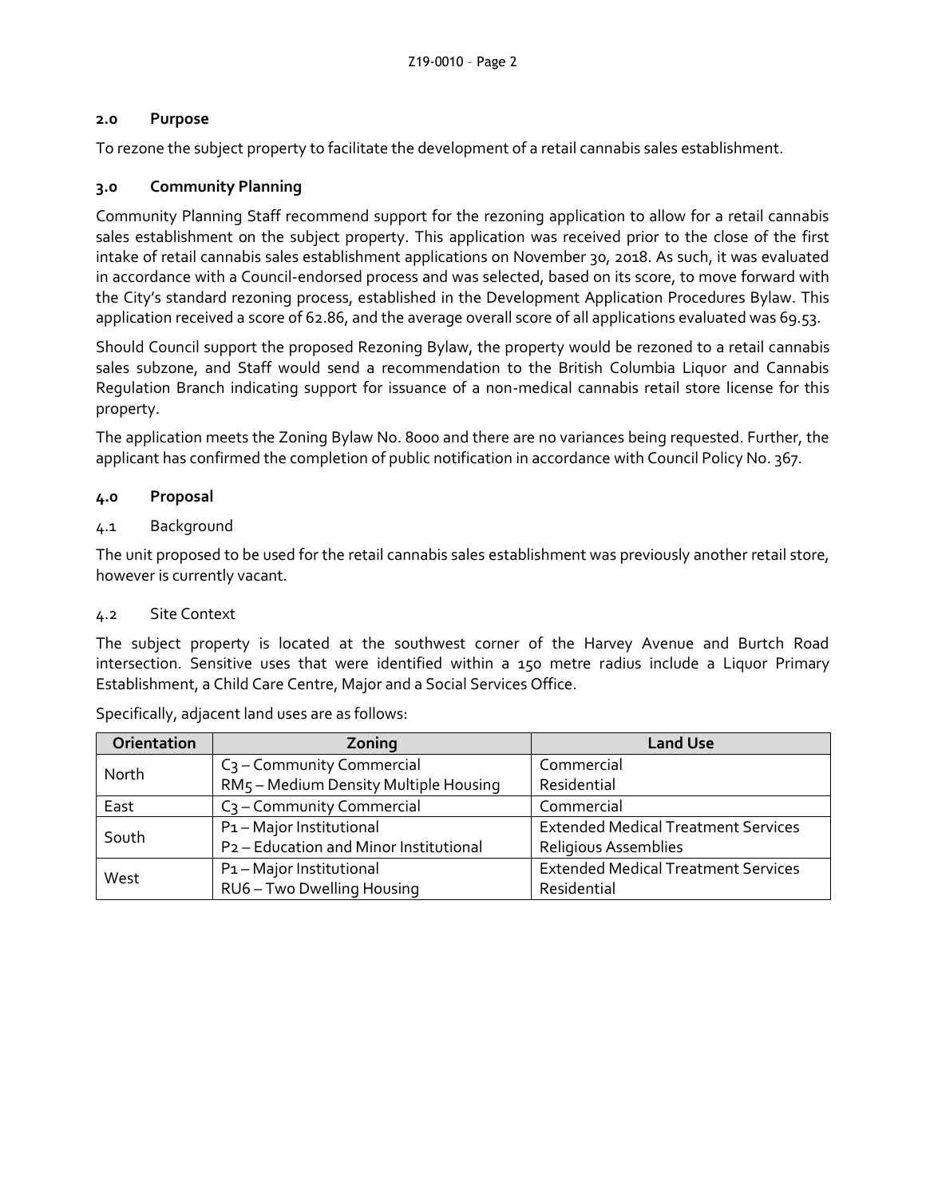## 2.0 Purpose

To rezone the subject property to facilitate the development of a retail cannabis sales establishment.

## 3.0 Community Planning

Community Planning Staff recommend support for the rezoning application to allow for a retail cannabis sales establishment on the subject property. This application was received prior to the close of the first intake of retail cannabis sales establishment applications on November 30, 2018. As such, it was evaluated in accordance with a Council-endorsed process and was selected, based on its score, to move forward with the City's standard rezoning process, established in the Development Application Procedures Bylaw. This application received a score of 62.86, and the average overall score of all applications evaluated was 69.53.

Should Council support the proposed Rezoning Bylaw, the property would be rezoned to a retail cannabis sales subzone, and Staff would send a recommendation to the British Columbia Liquor and Cannabis Regulation Branch indicating support for issuance of a non-medical cannabis retail store license for this property.

The application meets the Zoning Bylaw No. 8000 and there are no variances being requested. Further, the applicant has confirmed the completion of public notification in accordance with Council Policy No. 367.

## 4.0 Proposal

### 4.1 Background

The unit proposed to be used for the retail cannabis sales establishment was previously another retail store, however is currently vacant.

### 4.2 Site Context

The subject property is located at the southwest corner of the Harvey Avenue and Burtch Road intersection. Sensitive uses that were identified within a 150 metre radius include a Liquor Primary Establishment, a Child Care Centre, Major and a Social Services Office.

Specifically, adjacent land uses are as follows:

| Orientation | Zoning | Land Use |
|---|---|---|
| North | C3 – Community Commercial<br>RM5 – Medium Density Multiple Housing | Commercial<br>Residential |
| East | C3 – Community Commercial | Commercial |
| South | P1 – Major Institutional<br>P2 – Education and Minor Institutional | Extended Medical Treatment Services<br>Religious Assemblies |
| West | P1 – Major Institutional<br>RU6 – Two Dwelling Housing | Extended Medical Treatment Services<br>Residential |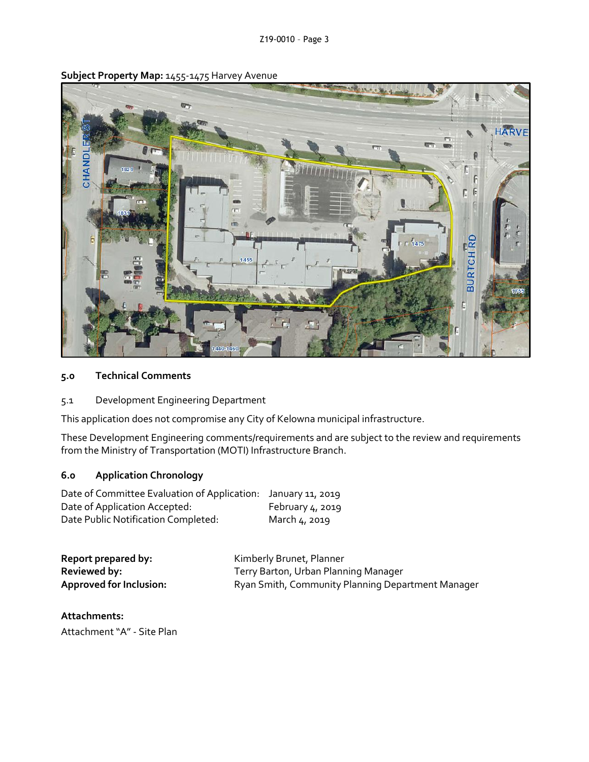**Subject Property Map:** 1455-1475 Harvey Avenue

## 5.0 Technical Comments

5.1 Development Engineering Department

This application does not compromise any City of Kelowna municipal infrastructure.

These Development Engineering comments/requirements and are subject to the review and requirements from the Ministry of Transportation (MOTI) Infrastructure Branch.

## 6.0 Application Chronology

| | |
|---|---|
| Date of Committee Evaluation of Application: | January 11, 2019 |
| Date of Application Accepted: | February 4, 2019 |
| Date Public Notification Completed: | March 4, 2019 |

| | |
|---|---|
| **Report prepared by:** | Kimberly Brunet, Planner |
| **Reviewed by:** | Terry Barton, Urban Planning Manager |
| **Approved for Inclusion:** | Ryan Smith, Community Planning Department Manager |

**Attachments:**

Attachment "A" - Site Plan